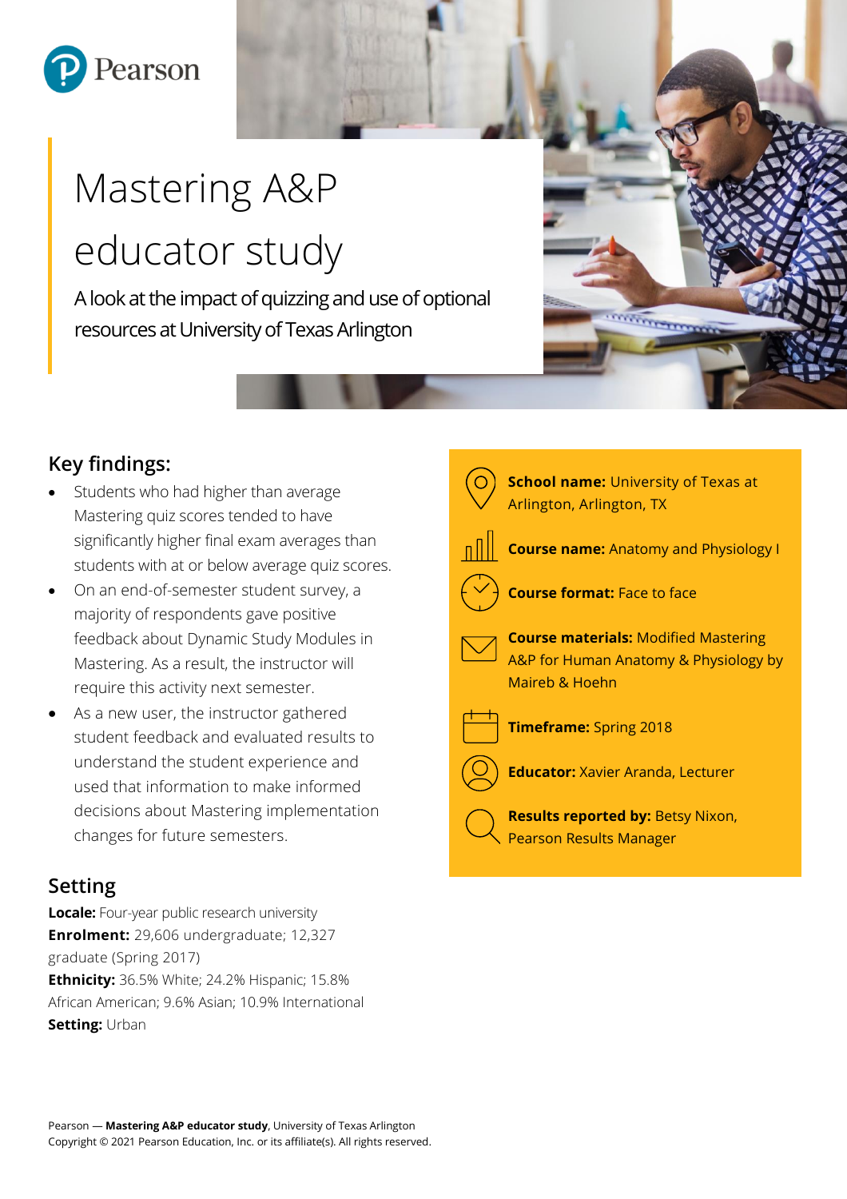Pearson

# Mastering A&P educator study

A look at the impact of quizzing and use of optional resources at University of Texas Arlington

## Key findings:

- Students who had higher than average Mastering quiz scores tended to have significantly higher final exam averages than students with at or below average quiz scores.
- On an end-of-semester student survey, a majority of respondents gave positive feedback about Dynamic Study Modules in Mastering. As a result, the instructor will require this activity next semester.
- As a new user, the instructor gathered student feedback and evaluated results to understand the student experience and used that information to make informed decisions about Mastering implementation changes for future semesters.

**School name:** University of Texas at Arlington, Arlington, TX

**Course name:** Anatomy and Physiology I

**Course format:** Face to face

**Course materials:** Modified Mastering A&P for Human Anatomy & Physiology by Maireb & Hoehn

**Timeframe:** Spring 2018

**Educator:** Xavier Aranda, Lecturer

**Results reported by:** Betsy Nixon, Pearson Results Manager

## Setting

**Locale:** Four-year public research university
**Enrolment:** 29,606 undergraduate; 12,327 graduate (Spring 2017)
**Ethnicity:** 36.5% White; 24.2% Hispanic; 15.8% African American; 9.6% Asian; 10.9% International
**Setting:** Urban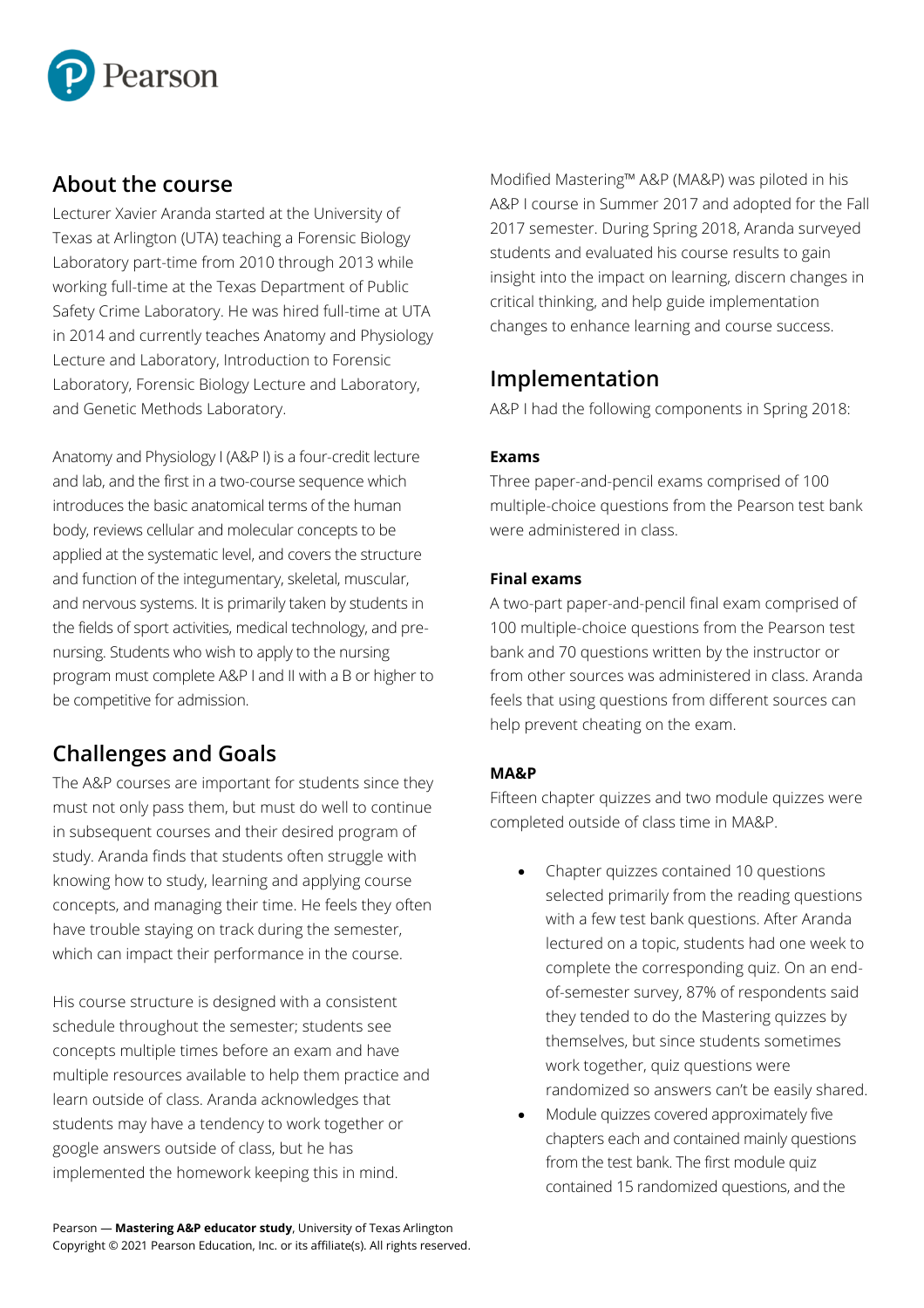## About the course

Lecturer Xavier Aranda started at the University of Texas at Arlington (UTA) teaching a Forensic Biology Laboratory part-time from 2010 through 2013 while working full-time at the Texas Department of Public Safety Crime Laboratory. He was hired full-time at UTA in 2014 and currently teaches Anatomy and Physiology Lecture and Laboratory, Introduction to Forensic Laboratory, Forensic Biology Lecture and Laboratory, and Genetic Methods Laboratory.

Anatomy and Physiology I (A&P I) is a four-credit lecture and lab, and the first in a two-course sequence which introduces the basic anatomical terms of the human body, reviews cellular and molecular concepts to be applied at the systematic level, and covers the structure and function of the integumentary, skeletal, muscular, and nervous systems. It is primarily taken by students in the fields of sport activities, medical technology, and pre-nursing. Students who wish to apply to the nursing program must complete A&P I and II with a B or higher to be competitive for admission.

## Challenges and Goals

The A&P courses are important for students since they must not only pass them, but must do well to continue in subsequent courses and their desired program of study. Aranda finds that students often struggle with knowing how to study, learning and applying course concepts, and managing their time. He feels they often have trouble staying on track during the semester, which can impact their performance in the course.

His course structure is designed with a consistent schedule throughout the semester; students see concepts multiple times before an exam and have multiple resources available to help them practice and learn outside of class. Aranda acknowledges that students may have a tendency to work together or google answers outside of class, but he has implemented the homework keeping this in mind.

Modified Mastering™ A&P (MA&P) was piloted in his A&P I course in Summer 2017 and adopted for the Fall 2017 semester. During Spring 2018, Aranda surveyed students and evaluated his course results to gain insight into the impact on learning, discern changes in critical thinking, and help guide implementation changes to enhance learning and course success.

## Implementation

A&P I had the following components in Spring 2018:

**Exams**

Three paper-and-pencil exams comprised of 100 multiple-choice questions from the Pearson test bank were administered in class.

**Final exams**

A two-part paper-and-pencil final exam comprised of 100 multiple-choice questions from the Pearson test bank and 70 questions written by the instructor or from other sources was administered in class. Aranda feels that using questions from different sources can help prevent cheating on the exam.

**MA&P**

Fifteen chapter quizzes and two module quizzes were completed outside of class time in MA&P.

- Chapter quizzes contained 10 questions selected primarily from the reading questions with a few test bank questions. After Aranda lectured on a topic, students had one week to complete the corresponding quiz. On an end-of-semester survey, 87% of respondents said they tended to do the Mastering quizzes by themselves, but since students sometimes work together, quiz questions were randomized so answers can't be easily shared.
- Module quizzes covered approximately five chapters each and contained mainly questions from the test bank. The first module quiz contained 15 randomized questions, and the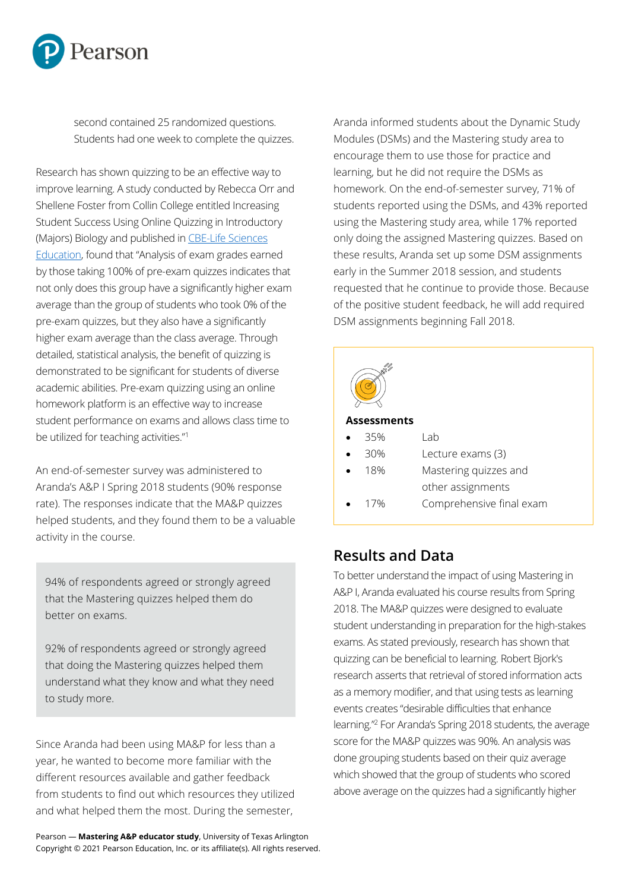second contained 25 randomized questions. Students had one week to complete the quizzes.

Research has shown quizzing to be an effective way to improve learning. A study conducted by Rebecca Orr and Shellene Foster from Collin College entitled Increasing Student Success Using Online Quizzing in Introductory (Majors) Biology and published in [CBE-Life Sciences Education](), found that "Analysis of exam grades earned by those taking 100% of pre-exam quizzes indicates that not only does this group have a significantly higher exam average than the group of students who took 0% of the pre-exam quizzes, but they also have a significantly higher exam average than the class average. Through detailed, statistical analysis, the benefit of quizzing is demonstrated to be significant for students of diverse academic abilities. Pre-exam quizzing using an online homework platform is an effective way to increase student performance on exams and allows class time to be utilized for teaching activities."[1]

An end-of-semester survey was administered to Aranda's A&P I Spring 2018 students (90% response rate). The responses indicate that the MA&P quizzes helped students, and they found them to be a valuable activity in the course.

> 94% of respondents agreed or strongly agreed that the Mastering quizzes helped them do better on exams.
>
> 92% of respondents agreed or strongly agreed that doing the Mastering quizzes helped them understand what they know and what they need to study more.

Since Aranda had been using MA&P for less than a year, he wanted to become more familiar with the different resources available and gather feedback from students to find out which resources they utilized and what helped them the most. During the semester, Aranda informed students about the Dynamic Study Modules (DSMs) and the Mastering study area to encourage them to use those for practice and learning, but he did not require the DSMs as homework. On the end-of-semester survey, 71% of students reported using the DSMs, and 43% reported using the Mastering study area, while 17% reported only doing the assigned Mastering quizzes. Based on these results, Aranda set up some DSM assignments early in the Summer 2018 session, and students requested that he continue to provide those. Because of the positive student feedback, he will add required DSM assignments beginning Fall 2018.

**Assessments**

- 35% Lab
- 30% Lecture exams (3)
- 18% Mastering quizzes and other assignments
- 17% Comprehensive final exam

## Results and Data

To better understand the impact of using Mastering in A&P I, Aranda evaluated his course results from Spring 2018. The MA&P quizzes were designed to evaluate student understanding in preparation for the high-stakes exams. As stated previously, research has shown that quizzing can be beneficial to learning. Robert Bjork's research asserts that retrieval of stored information acts as a memory modifier, and that using tests as learning events creates "desirable difficulties that enhance learning."[2] For Aranda's Spring 2018 students, the average score for the MA&P quizzes was 90%. An analysis was done grouping students based on their quiz average which showed that the group of students who scored above average on the quizzes had a significantly higher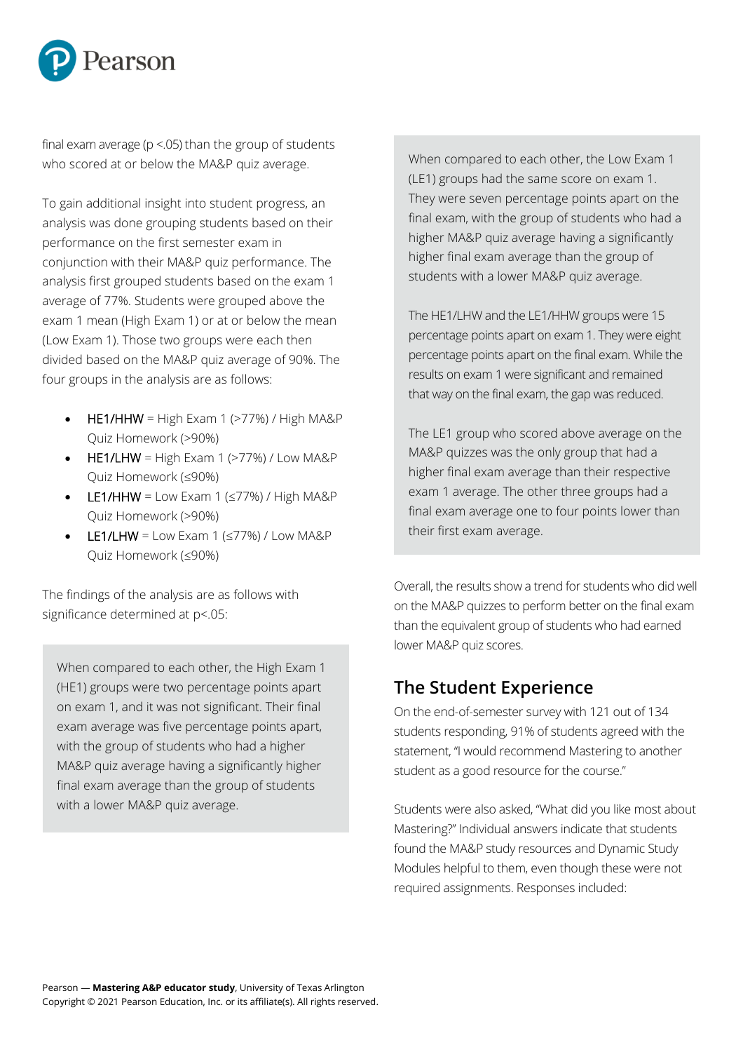final exam average ($p < .05$) than the group of students who scored at or below the MA&P quiz average.

To gain additional insight into student progress, an analysis was done grouping students based on their performance on the first semester exam in conjunction with their MA&P quiz performance. The analysis first grouped students based on the exam 1 average of 77%. Students were grouped above the exam 1 mean (High Exam 1) or at or below the mean (Low Exam 1). Those two groups were each then divided based on the MA&P quiz average of 90%. The four groups in the analysis are as follows:

- HE1/HHW = High Exam 1 (>77%) / High MA&P Quiz Homework (>90%)
- HE1/LHW = High Exam 1 (>77%) / Low MA&P Quiz Homework (≤90%)
- LE1/HHW = Low Exam 1 (≤77%) / High MA&P Quiz Homework (>90%)
- LE1/LHW = Low Exam 1 (≤77%) / Low MA&P Quiz Homework (≤90%)

The findings of the analysis are as follows with significance determined at $p<.05$:

When compared to each other, the High Exam 1 (HE1) groups were two percentage points apart on exam 1, and it was not significant. Their final exam average was five percentage points apart, with the group of students who had a higher MA&P quiz average having a significantly higher final exam average than the group of students with a lower MA&P quiz average.

When compared to each other, the Low Exam 1 (LE1) groups had the same score on exam 1. They were seven percentage points apart on the final exam, with the group of students who had a higher MA&P quiz average having a significantly higher final exam average than the group of students with a lower MA&P quiz average.

The HE1/LHW and the LE1/HHW groups were 15 percentage points apart on exam 1. They were eight percentage points apart on the final exam. While the results on exam 1 were significant and remained that way on the final exam, the gap was reduced.

The LE1 group who scored above average on the MA&P quizzes was the only group that had a higher final exam average than their respective exam 1 average. The other three groups had a final exam average one to four points lower than their first exam average.

Overall, the results show a trend for students who did well on the MA&P quizzes to perform better on the final exam than the equivalent group of students who had earned lower MA&P quiz scores.

## The Student Experience

On the end-of-semester survey with 121 out of 134 students responding, 91% of students agreed with the statement, "I would recommend Mastering to another student as a good resource for the course."

Students were also asked, "What did you like most about Mastering?" Individual answers indicate that students found the MA&P study resources and Dynamic Study Modules helpful to them, even though these were not required assignments. Responses included: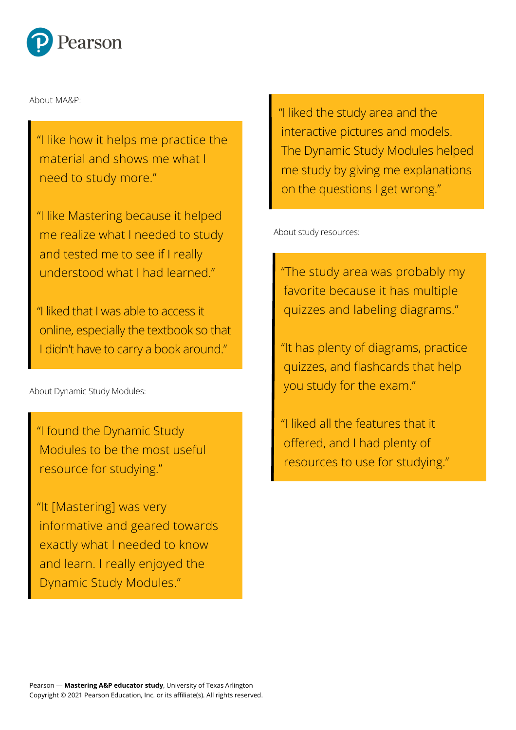About MA&P:

> "I like how it helps me practice the material and shows me what I need to study more."
>
> "I like Mastering because it helped me realize what I needed to study and tested me to see if I really understood what I had learned."
>
> "I liked that I was able to access it online, especially the textbook so that I didn't have to carry a book around."

About Dynamic Study Modules:

> "I found the Dynamic Study Modules to be the most useful resource for studying."
>
> "It [Mastering] was very informative and geared towards exactly what I needed to know and learn. I really enjoyed the Dynamic Study Modules."

> "I liked the study area and the interactive pictures and models. The Dynamic Study Modules helped me study by giving me explanations on the questions I get wrong."

About study resources:

> "The study area was probably my favorite because it has multiple quizzes and labeling diagrams."
>
> "It has plenty of diagrams, practice quizzes, and flashcards that help you study for the exam."
>
> "I liked all the features that it offered, and I had plenty of resources to use for studying."

Pearson — **Mastering A&P educator study**, University of Texas Arlington
Copyright © 2021 Pearson Education, Inc. or its affiliate(s). All rights reserved.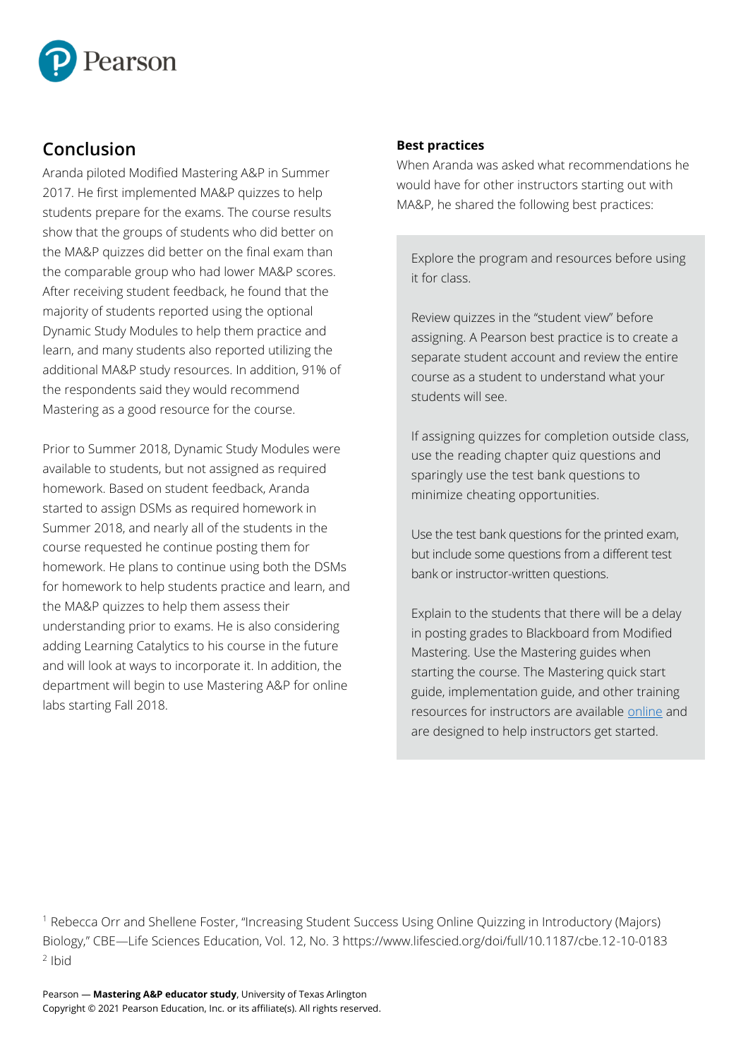## Conclusion

Aranda piloted Modified Mastering A&P in Summer 2017. He first implemented MA&P quizzes to help students prepare for the exams. The course results show that the groups of students who did better on the MA&P quizzes did better on the final exam than the comparable group who had lower MA&P scores. After receiving student feedback, he found that the majority of students reported using the optional Dynamic Study Modules to help them practice and learn, and many students also reported utilizing the additional MA&P study resources. In addition, 91% of the respondents said they would recommend Mastering as a good resource for the course.

Prior to Summer 2018, Dynamic Study Modules were available to students, but not assigned as required homework. Based on student feedback, Aranda started to assign DSMs as required homework in Summer 2018, and nearly all of the students in the course requested he continue posting them for homework. He plans to continue using both the DSMs for homework to help students practice and learn, and the MA&P quizzes to help them assess their understanding prior to exams. He is also considering adding Learning Catalytics to his course in the future and will look at ways to incorporate it. In addition, the department will begin to use Mastering A&P for online labs starting Fall 2018.

**Best practices**

When Aranda was asked what recommendations he would have for other instructors starting out with MA&P, he shared the following best practices:

Explore the program and resources before using it for class.

Review quizzes in the "student view" before assigning. A Pearson best practice is to create a separate student account and review the entire course as a student to understand what your students will see.

If assigning quizzes for completion outside class, use the reading chapter quiz questions and sparingly use the test bank questions to minimize cheating opportunities.

Use the test bank questions for the printed exam, but include some questions from a different test bank or instructor-written questions.

Explain to the students that there will be a delay in posting grades to Blackboard from Modified Mastering. Use the Mastering guides when starting the course. The Mastering quick start guide, implementation guide, and other training resources for instructors are available online and are designed to help instructors get started.

[1] Rebecca Orr and Shellene Foster, "Increasing Student Success Using Online Quizzing in Introductory (Majors) Biology," CBE—Life Sciences Education, Vol. 12, No. 3 https://www.lifescied.org/doi/full/10.1187/cbe.12-10-0183
[2] Ibid